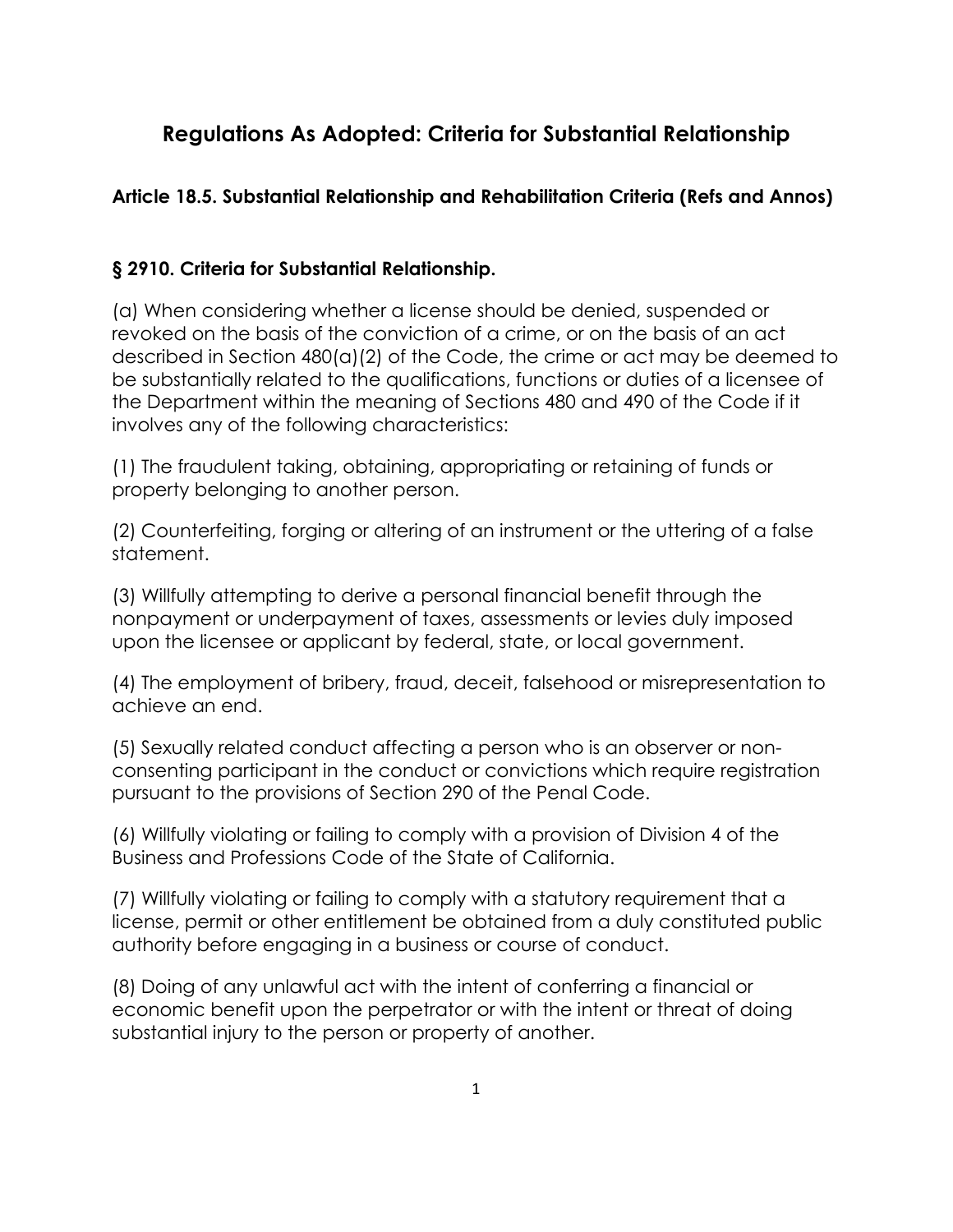# Regulations As Adopted: Criteria for Substantial Relationship

### Article 18.5. Substantial Relationship and Rehabilitation Criteria (Refs and Annos)

### § 2910. Criteria for Substantial Relationship.

(a) When considering whether a license should be denied, suspended or revoked on the basis of the conviction of a crime, or on the basis of an act described in Section 480(a)(2) of the Code, the crime or act may be deemed to be substantially related to the qualifications, functions or duties of a licensee of the Department within the meaning of Sections 480 and 490 of the Code if it involves any of the following characteristics:

(1) The fraudulent taking, obtaining, appropriating or retaining of funds or property belonging to another person.

(2) Counterfeiting, forging or altering of an instrument or the uttering of a false statement.

(3) Willfully attempting to derive a personal financial benefit through the nonpayment or underpayment of taxes, assessments or levies duly imposed upon the licensee or applicant by federal, state, or local government.

(4) The employment of bribery, fraud, deceit, falsehood or misrepresentation to achieve an end.

(5) Sexually related conduct affecting a person who is an observer or non-consenting participant in the conduct or convictions which require registration pursuant to the provisions of Section 290 of the Penal Code.

(6) Willfully violating or failing to comply with a provision of Division 4 of the Business and Professions Code of the State of California.

(7) Willfully violating or failing to comply with a statutory requirement that a license, permit or other entitlement be obtained from a duly constituted public authority before engaging in a business or course of conduct.

(8) Doing of any unlawful act with the intent of conferring a financial or economic benefit upon the perpetrator or with the intent or threat of doing substantial injury to the person or property of another.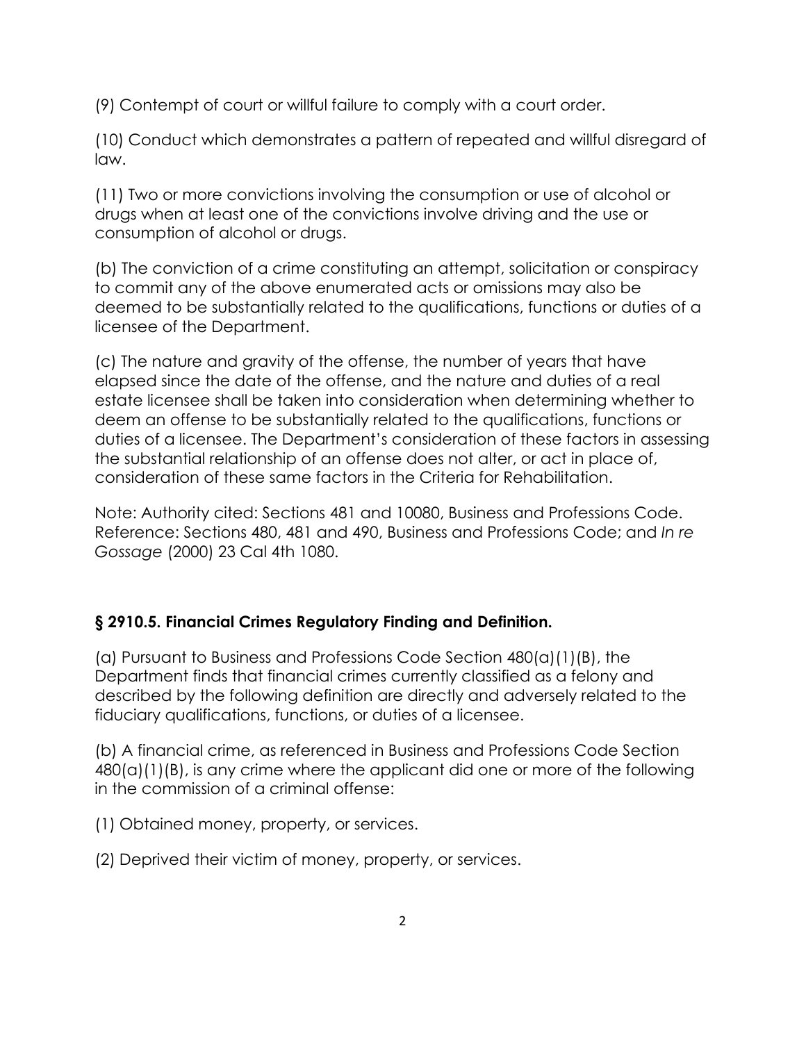(9) Contempt of court or willful failure to comply with a court order.

(10) Conduct which demonstrates a pattern of repeated and willful disregard of law.

(11) Two or more convictions involving the consumption or use of alcohol or drugs when at least one of the convictions involve driving and the use or consumption of alcohol or drugs.

(b) The conviction of a crime constituting an attempt, solicitation or conspiracy to commit any of the above enumerated acts or omissions may also be deemed to be substantially related to the qualifications, functions or duties of a licensee of the Department.

(c) The nature and gravity of the offense, the number of years that have elapsed since the date of the offense, and the nature and duties of a real estate licensee shall be taken into consideration when determining whether to deem an offense to be substantially related to the qualifications, functions or duties of a licensee. The Department's consideration of these factors in assessing the substantial relationship of an offense does not alter, or act in place of, consideration of these same factors in the Criteria for Rehabilitation.

Note: Authority cited: Sections 481 and 10080, Business and Professions Code. Reference: Sections 480, 481 and 490, Business and Professions Code; and *In re Gossage* (2000) 23 Cal 4th 1080.

### § 2910.5. Financial Crimes Regulatory Finding and Definition.

(a) Pursuant to Business and Professions Code Section 480(a)(1)(B), the Department finds that financial crimes currently classified as a felony and described by the following definition are directly and adversely related to the fiduciary qualifications, functions, or duties of a licensee.

(b) A financial crime, as referenced in Business and Professions Code Section 480(a)(1)(B), is any crime where the applicant did one or more of the following in the commission of a criminal offense:

(1) Obtained money, property, or services.

(2) Deprived their victim of money, property, or services.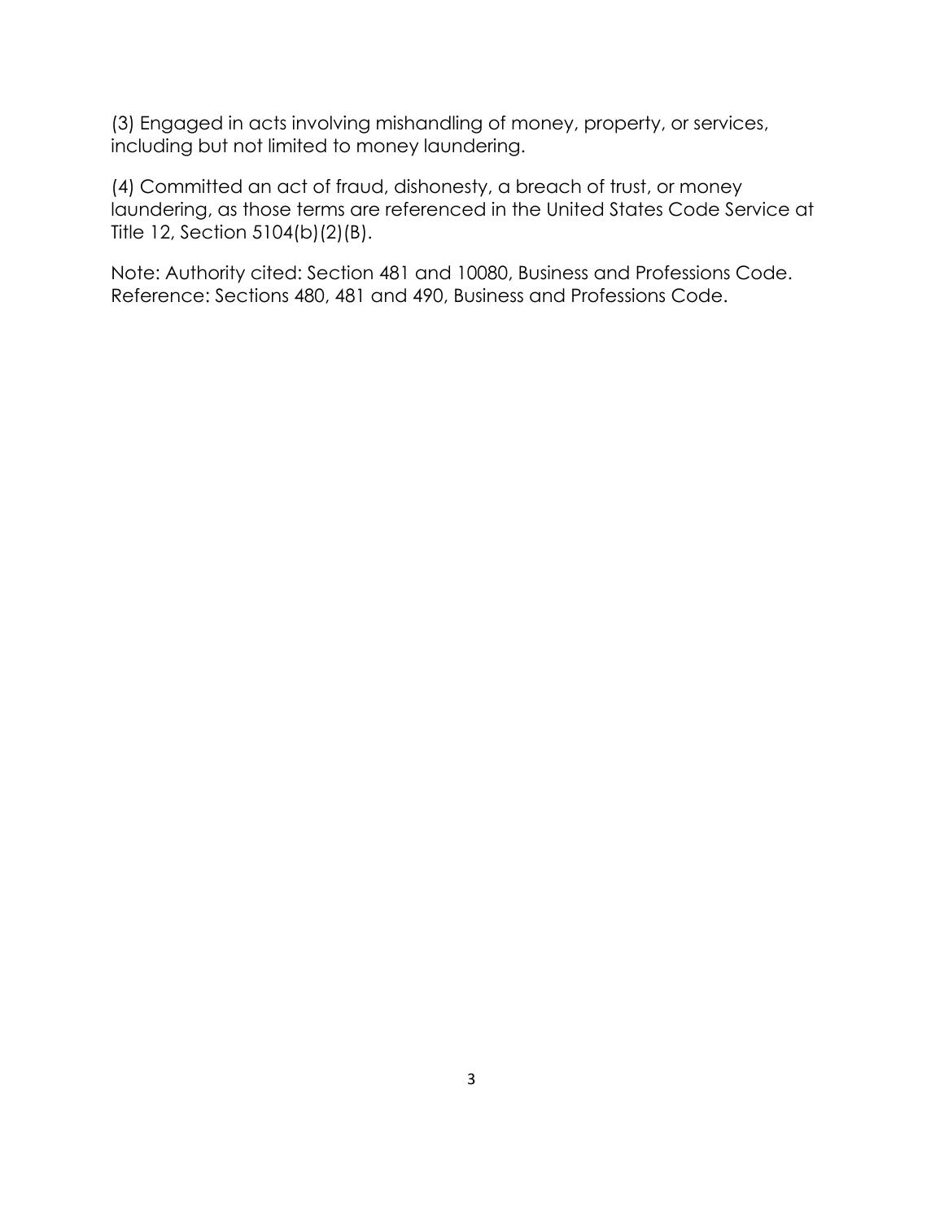(3) Engaged in acts involving mishandling of money, property, or services, including but not limited to money laundering.

(4) Committed an act of fraud, dishonesty, a breach of trust, or money laundering, as those terms are referenced in the United States Code Service at Title 12, Section 5104(b)(2)(B).

Note: Authority cited: Section 481 and 10080, Business and Professions Code. Reference: Sections 480, 481 and 490, Business and Professions Code.